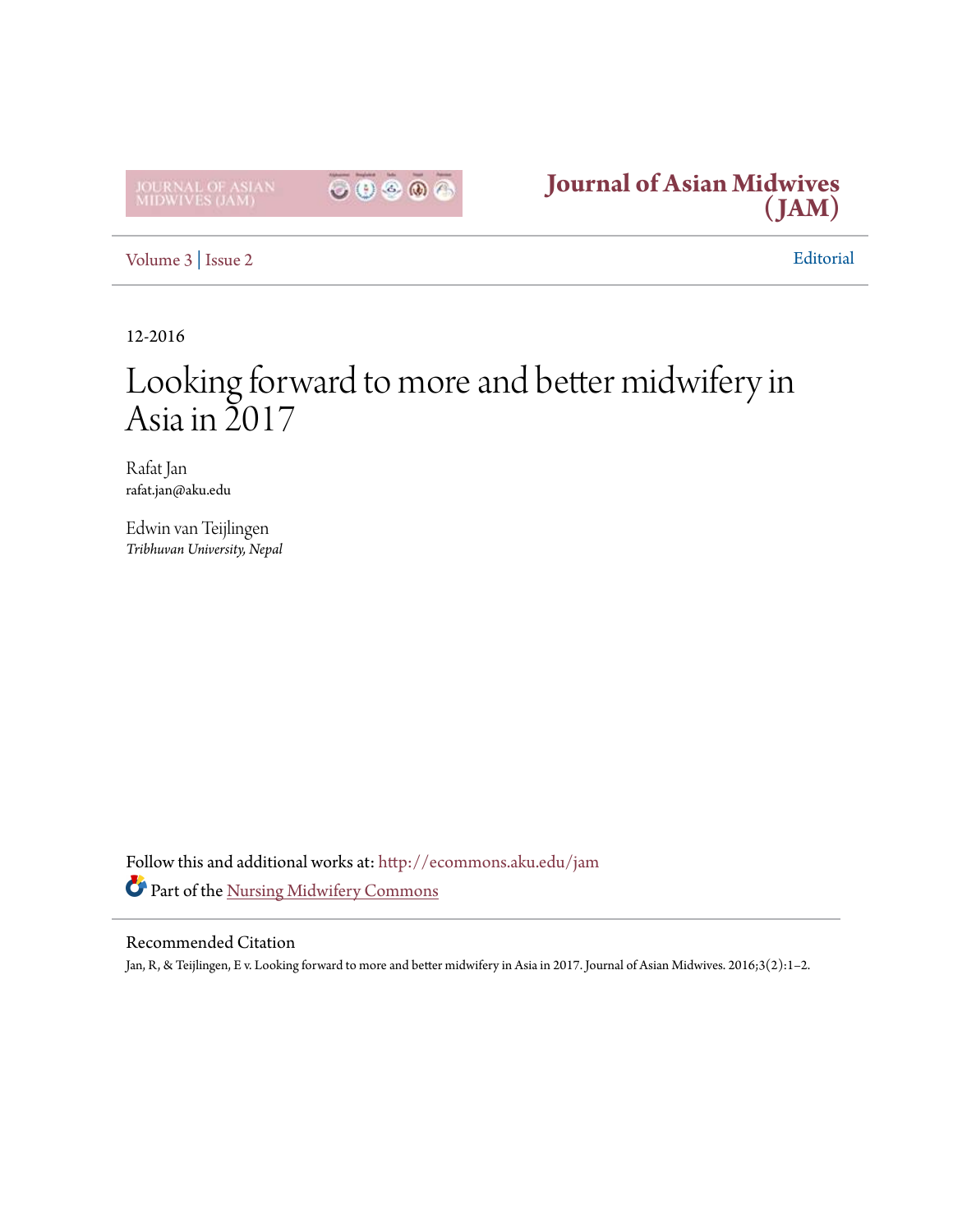Journal of Asian Midwives (JAM)

Volume 3 | Issue 2

Editorial

12-2016

# Looking forward to more and better midwifery in Asia in 2017

Rafat Jan
rafat.jan@aku.edu

Edwin van Teijlingen
*Tribhuvan University, Nepal*

Follow this and additional works at: http://ecommons.aku.edu/jam

Part of the Nursing Midwifery Commons

## Recommended Citation

Jan, R, & Teijlingen, E v. Looking forward to more and better midwifery in Asia in 2017. Journal of Asian Midwives. 2016;3(2):1–2.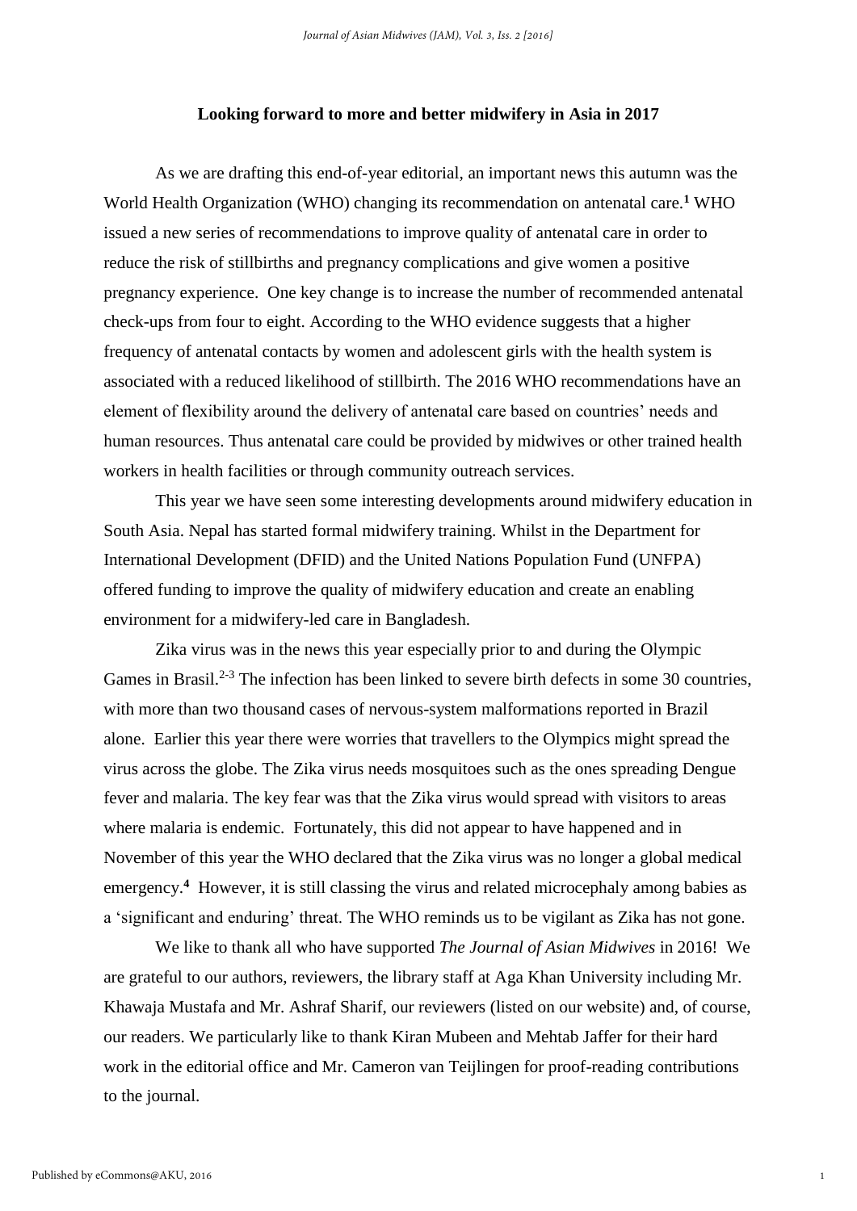**Looking forward to more and better midwifery in Asia in 2017**

As we are drafting this end-of-year editorial, an important news this autumn was the World Health Organization (WHO) changing its recommendation on antenatal care.**[1]** WHO issued a new series of recommendations to improve quality of antenatal care in order to reduce the risk of stillbirths and pregnancy complications and give women a positive pregnancy experience. One key change is to increase the number of recommended antenatal check-ups from four to eight. According to the WHO evidence suggests that a higher frequency of antenatal contacts by women and adolescent girls with the health system is associated with a reduced likelihood of stillbirth. The 2016 WHO recommendations have an element of flexibility around the delivery of antenatal care based on countries' needs and human resources. Thus antenatal care could be provided by midwives or other trained health workers in health facilities or through community outreach services.

This year we have seen some interesting developments around midwifery education in South Asia. Nepal has started formal midwifery training. Whilst in the Department for International Development (DFID) and the United Nations Population Fund (UNFPA) offered funding to improve the quality of midwifery education and create an enabling environment for a midwifery-led care in Bangladesh.

Zika virus was in the news this year especially prior to and during the Olympic Games in Brasil.[2-3] The infection has been linked to severe birth defects in some 30 countries, with more than two thousand cases of nervous-system malformations reported in Brazil alone. Earlier this year there were worries that travellers to the Olympics might spread the virus across the globe. The Zika virus needs mosquitoes such as the ones spreading Dengue fever and malaria. The key fear was that the Zika virus would spread with visitors to areas where malaria is endemic. Fortunately, this did not appear to have happened and in November of this year the WHO declared that the Zika virus was no longer a global medical emergency.**[4]** However, it is still classing the virus and related microcephaly among babies as a 'significant and enduring' threat. The WHO reminds us to be vigilant as Zika has not gone.

We like to thank all who have supported *The Journal of Asian Midwives* in 2016! We are grateful to our authors, reviewers, the library staff at Aga Khan University including Mr. Khawaja Mustafa and Mr. Ashraf Sharif, our reviewers (listed on our website) and, of course, our readers. We particularly like to thank Kiran Mubeen and Mehtab Jaffer for their hard work in the editorial office and Mr. Cameron van Teijlingen for proof-reading contributions to the journal.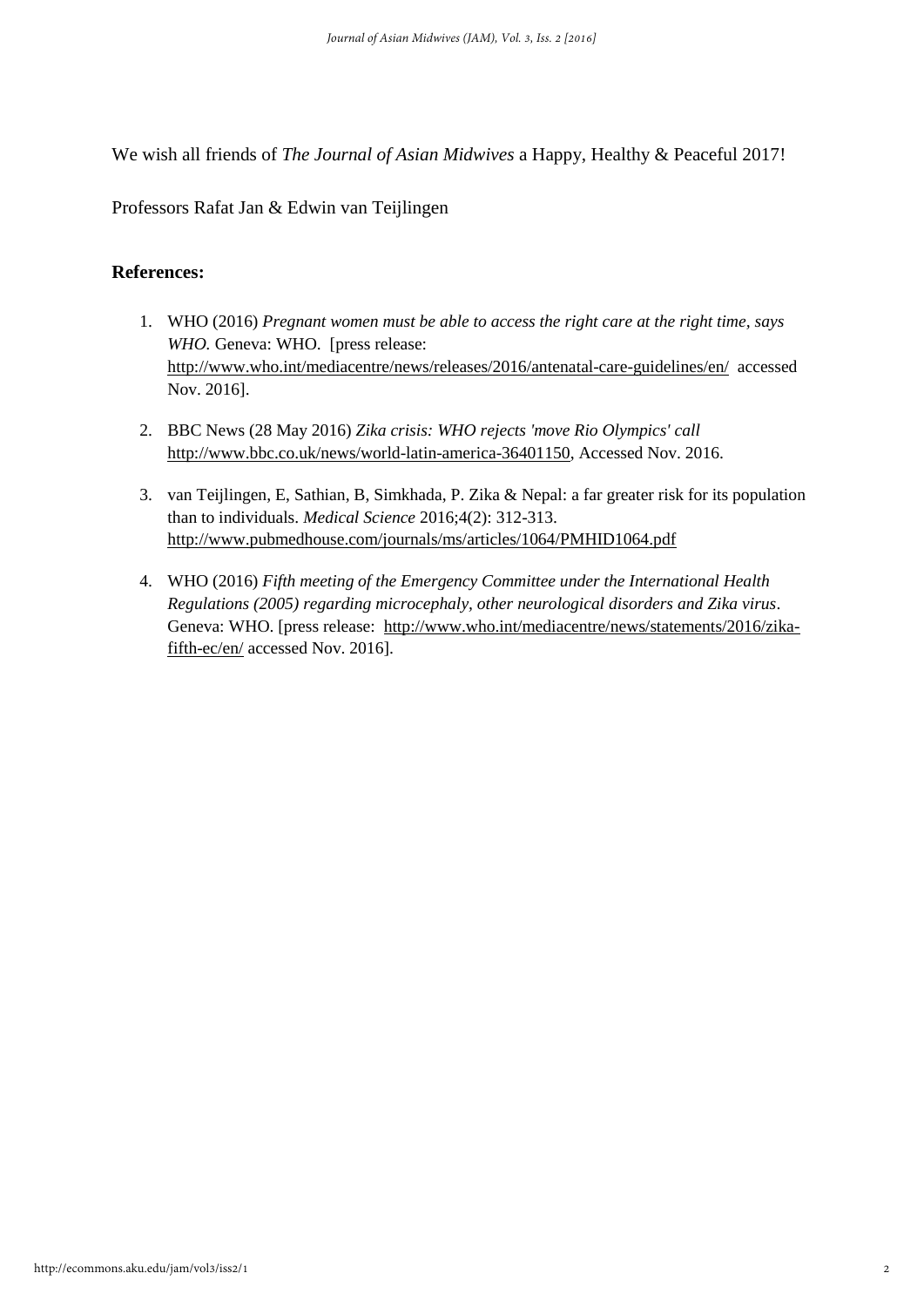We wish all friends of *The Journal of Asian Midwives* a Happy, Healthy & Peaceful 2017!

Professors Rafat Jan & Edwin van Teijlingen

**References:**

1. WHO (2016) *Pregnant women must be able to access the right care at the right time, says WHO.* Geneva: WHO. [press release: http://www.who.int/mediacentre/news/releases/2016/antenatal-care-guidelines/en/ accessed Nov. 2016].
2. BBC News (28 May 2016) *Zika crisis: WHO rejects 'move Rio Olympics' call* http://www.bbc.co.uk/news/world-latin-america-36401150, Accessed Nov. 2016.
3. van Teijlingen, E, Sathian, B, Simkhada, P. Zika & Nepal: a far greater risk for its population than to individuals. *Medical Science* 2016;4(2): 312-313. http://www.pubmedhouse.com/journals/ms/articles/1064/PMHID1064.pdf
4. WHO (2016) *Fifth meeting of the Emergency Committee under the International Health Regulations (2005) regarding microcephaly, other neurological disorders and Zika virus*. Geneva: WHO. [press release: http://www.who.int/mediacentre/news/statements/2016/zika-fifth-ec/en/ accessed Nov. 2016].